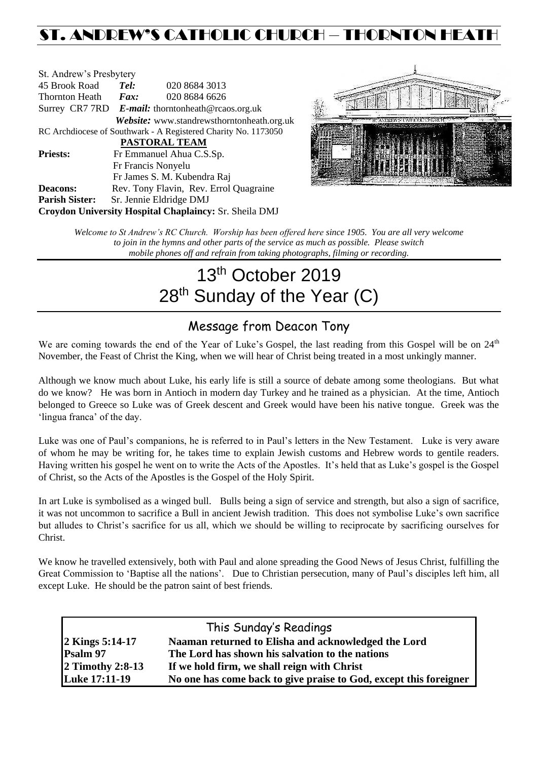# ST. ANDREW'S CATHOLIC CHURCH – THORNTON HEATH

St. Andrew's Presbytery
45 Brook Road *Tel:* 020 8684 3013
Thornton Heath *Fax:* 020 8684 6626
Surrey CR7 7RD *E-mail:* thorntonheath@rcaos.org.uk
*Website:* www.standrewsthorntonheath.org.uk
RC Archdiocese of Southwark - A Registered Charity No. 1173050

**PASTORAL TEAM**

**Priests:** Fr Emmanuel Ahua C.S.Sp.
Fr Francis Nonyelu
Fr James S. M. Kubendra Raj

**Deacons:** Rev. Tony Flavin, Rev. Errol Quagraine

**Parish Sister:** Sr. Jennie Eldridge DMJ

**Croydon University Hospital Chaplaincy:** Sr. Sheila DMJ

*Welcome to St Andrew's RC Church. Worship has been offered here since 1905. You are all very welcome to join in the hymns and other parts of the service as much as possible. Please switch mobile phones off and refrain from taking photographs, filming or recording.*

# 13th October 2019
# 28th Sunday of the Year (C)

## Message from Deacon Tony

We are coming towards the end of the Year of Luke's Gospel, the last reading from this Gospel will be on 24th November, the Feast of Christ the King, when we will hear of Christ being treated in a most unkingly manner.

Although we know much about Luke, his early life is still a source of debate among some theologians. But what do we know? He was born in Antioch in modern day Turkey and he trained as a physician. At the time, Antioch belonged to Greece so Luke was of Greek descent and Greek would have been his native tongue. Greek was the 'lingua franca' of the day.

Luke was one of Paul's companions, he is referred to in Paul's letters in the New Testament. Luke is very aware of whom he may be writing for, he takes time to explain Jewish customs and Hebrew words to gentile readers. Having written his gospel he went on to write the Acts of the Apostles. It's held that as Luke's gospel is the Gospel of Christ, so the Acts of the Apostles is the Gospel of the Holy Spirit.

In art Luke is symbolised as a winged bull. Bulls being a sign of service and strength, but also a sign of sacrifice, it was not uncommon to sacrifice a Bull in ancient Jewish tradition. This does not symbolise Luke's own sacrifice but alludes to Christ's sacrifice for us all, which we should be willing to reciprocate by sacrificing ourselves for Christ.

We know he travelled extensively, both with Paul and alone spreading the Good News of Jesus Christ, fulfilling the Great Commission to 'Baptise all the nations'. Due to Christian persecution, many of Paul's disciples left him, all except Luke. He should be the patron saint of best friends.

## This Sunday's Readings

| | |
|---|---|
| **2 Kings 5:14-17** | **Naaman returned to Elisha and acknowledged the Lord** |
| **Psalm 97** | **The Lord has shown his salvation to the nations** |
| **2 Timothy 2:8-13** | **If we hold firm, we shall reign with Christ** |
| **Luke 17:11-19** | **No one has come back to give praise to God, except this foreigner** |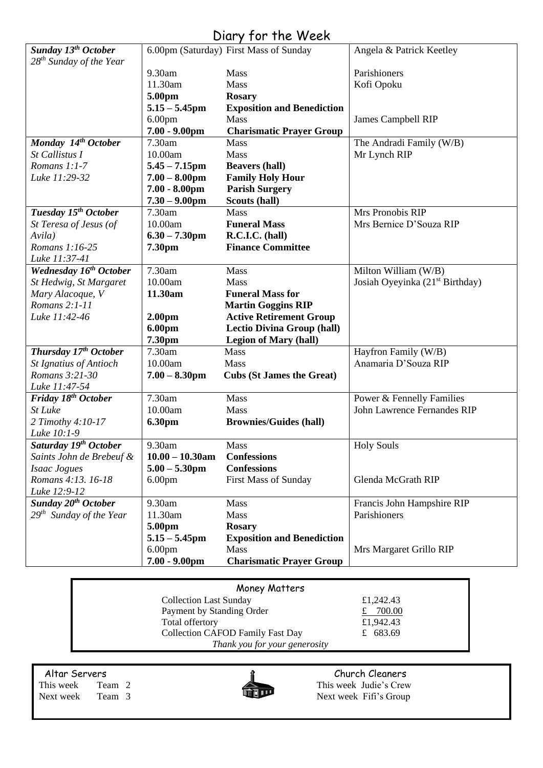# Diary for the Week

| Day | Time | Event | Intention |
|---|---|---|---|
| ***Sunday 13th October***<br>*28th Sunday of the Year* | 6.00pm (Saturday) | First Mass of Sunday | Angela & Patrick Keetley |
| | 9.30am | Mass | Parishioners |
| | 11.30am | Mass | Kofi Opoku |
| | **5.00pm** | **Rosary** | |
| | **5.15 – 5.45pm** | **Exposition and Benediction** | |
| | 6.00pm | Mass | James Campbell RIP |
| | **7.00 - 9.00pm** | **Charismatic Prayer Group** | |
| ***Monday 14th October***<br>*St Callistus I*<br>*Romans 1:1-7*<br>*Luke 11:29-32* | 7.30am | Mass | The Andradi Family (W/B) |
| | 10.00am | Mass | Mr Lynch RIP |
| | **5.45 – 7.15pm** | **Beavers (hall)** | |
| | **7.00 – 8.00pm** | **Family Holy Hour** | |
| | **7.00 - 8.00pm** | **Parish Surgery** | |
| | **7.30 – 9.00pm** | **Scouts (hall)** | |
| ***Tuesday 15th October***<br>*St Teresa of Jesus (of Avila)*<br>*Romans 1:16-25*<br>*Luke 11:37-41* | 7.30am | Mass | Mrs Pronobis RIP |
| | 10.00am | **Funeral Mass** | Mrs Bernice D'Souza RIP |
| | **6.30 – 7.30pm** | **R.C.I.C. (hall)** | |
| | **7.30pm** | **Finance Committee** | |
| ***Wednesday 16th October***<br>*St Hedwig, St Margaret Mary Alacoque, V*<br>*Romans 2:1-11*<br>*Luke 11:42-46* | 7.30am | Mass | Milton William (W/B) |
| | 10.00am | Mass | Josiah Oyeyinka (21st Birthday) |
| | **11.30am** | **Funeral Mass for Martin Goggins RIP** | |
| | **2.00pm** | **Active Retirement Group** | |
| | **6.00pm** | **Lectio Divina Group (hall)** | |
| | **7.30pm** | **Legion of Mary (hall)** | |
| ***Thursday 17th October***<br>*St Ignatius of Antioch*<br>*Romans 3:21-30*<br>*Luke 11:47-54* | 7.30am | Mass | Hayfron Family (W/B) |
| | 10.00am | Mass | Anamaria D'Souza RIP |
| | **7.00 – 8.30pm** | **Cubs (St James the Great)** | |
| ***Friday 18th October***<br>*St Luke*<br>*2 Timothy 4:10-17*<br>*Luke 10:1-9* | 7.30am | Mass | Power & Fennelly Families |
| | 10.00am | Mass | John Lawrence Fernandes RIP |
| | **6.30pm** | **Brownies/Guides (hall)** | |
| ***Saturday 19th October***<br>*Saints John de Brebeuf & Isaac Jogues*<br>*Romans 4:13. 16-18*<br>*Luke 12:9-12* | 9.30am | Mass | Holy Souls |
| | **10.00 – 10.30am** | **Confessions** | |
| | **5.00 – 5.30pm** | **Confessions** | |
| | 6.00pm | First Mass of Sunday | Glenda McGrath RIP |
| ***Sunday 20th October***<br>*29th Sunday of the Year* | 9.30am | Mass | Francis John Hampshire RIP |
| | 11.30am | Mass | Parishioners |
| | **5.00pm** | **Rosary** | |
| | **5.15 – 5.45pm** | **Exposition and Benediction** | |
| | 6.00pm | Mass | Mrs Margaret Grillo RIP |
| | **7.00 - 9.00pm** | **Charismatic Prayer Group** | |

## Money Matters

| | |
|---|---|
| Collection Last Sunday | £1,242.43 |
| Payment by Standing Order | £ 700.00 |
| Total offertory | £1,942.43 |
| Collection CAFOD Family Fast Day | £ 683.69 |

*Thank you for your generosity*

**Altar Servers**

This week Team 2
Next week Team 3

**Church Cleaners**

This week Judie's Crew
Next week Fifi's Group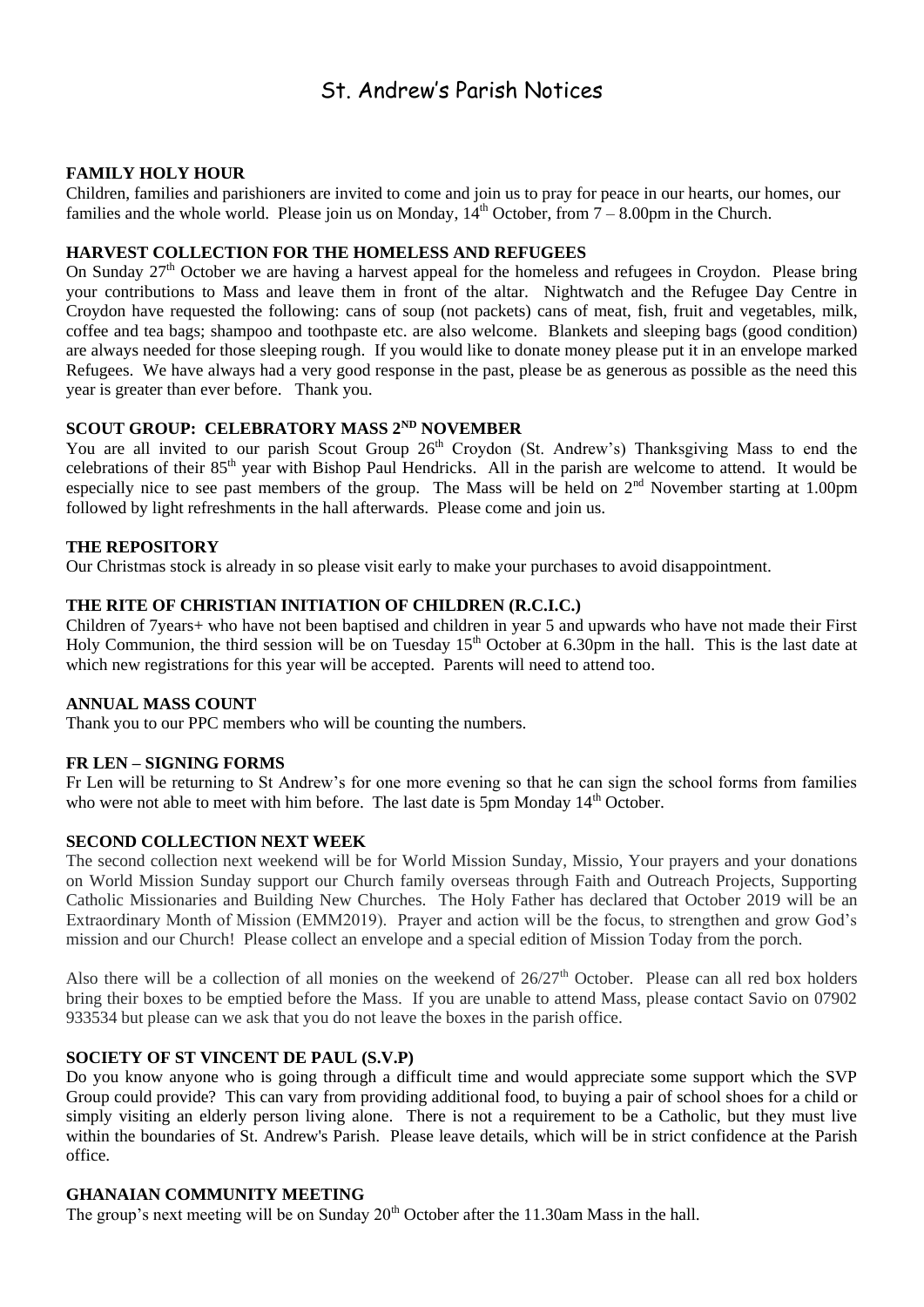# St. Andrew's Parish Notices

**FAMILY HOLY HOUR**

Children, families and parishioners are invited to come and join us to pray for peace in our hearts, our homes, our families and the whole world. Please join us on Monday, 14th October, from 7 – 8.00pm in the Church.

**HARVEST COLLECTION FOR THE HOMELESS AND REFUGEES**

On Sunday 27th October we are having a harvest appeal for the homeless and refugees in Croydon. Please bring your contributions to Mass and leave them in front of the altar. Nightwatch and the Refugee Day Centre in Croydon have requested the following: cans of soup (not packets) cans of meat, fish, fruit and vegetables, milk, coffee and tea bags; shampoo and toothpaste etc. are also welcome. Blankets and sleeping bags (good condition) are always needed for those sleeping rough. If you would like to donate money please put it in an envelope marked Refugees. We have always had a very good response in the past, please be as generous as possible as the need this year is greater than ever before. Thank you.

**SCOUT GROUP: CELEBRATORY MASS 2ND NOVEMBER**

You are all invited to our parish Scout Group 26th Croydon (St. Andrew's) Thanksgiving Mass to end the celebrations of their 85th year with Bishop Paul Hendricks. All in the parish are welcome to attend. It would be especially nice to see past members of the group. The Mass will be held on 2nd November starting at 1.00pm followed by light refreshments in the hall afterwards. Please come and join us.

**THE REPOSITORY**

Our Christmas stock is already in so please visit early to make your purchases to avoid disappointment.

**THE RITE OF CHRISTIAN INITIATION OF CHILDREN (R.C.I.C.)**

Children of 7years+ who have not been baptised and children in year 5 and upwards who have not made their First Holy Communion, the third session will be on Tuesday 15th October at 6.30pm in the hall. This is the last date at which new registrations for this year will be accepted. Parents will need to attend too.

**ANNUAL MASS COUNT**

Thank you to our PPC members who will be counting the numbers.

**FR LEN – SIGNING FORMS**

Fr Len will be returning to St Andrew's for one more evening so that he can sign the school forms from families who were not able to meet with him before. The last date is 5pm Monday 14th October.

**SECOND COLLECTION NEXT WEEK**

The second collection next weekend will be for World Mission Sunday, Missio, Your prayers and your donations on World Mission Sunday support our Church family overseas through Faith and Outreach Projects, Supporting Catholic Missionaries and Building New Churches. The Holy Father has declared that October 2019 will be an Extraordinary Month of Mission (EMM2019). Prayer and action will be the focus, to strengthen and grow God's mission and our Church! Please collect an envelope and a special edition of Mission Today from the porch.

Also there will be a collection of all monies on the weekend of 26/27th October. Please can all red box holders bring their boxes to be emptied before the Mass. If you are unable to attend Mass, please contact Savio on 07902 933534 but please can we ask that you do not leave the boxes in the parish office.

**SOCIETY OF ST VINCENT DE PAUL (S.V.P)**

Do you know anyone who is going through a difficult time and would appreciate some support which the SVP Group could provide? This can vary from providing additional food, to buying a pair of school shoes for a child or simply visiting an elderly person living alone. There is not a requirement to be a Catholic, but they must live within the boundaries of St. Andrew's Parish. Please leave details, which will be in strict confidence at the Parish office.

**GHANAIAN COMMUNITY MEETING**

The group's next meeting will be on Sunday 20th October after the 11.30am Mass in the hall.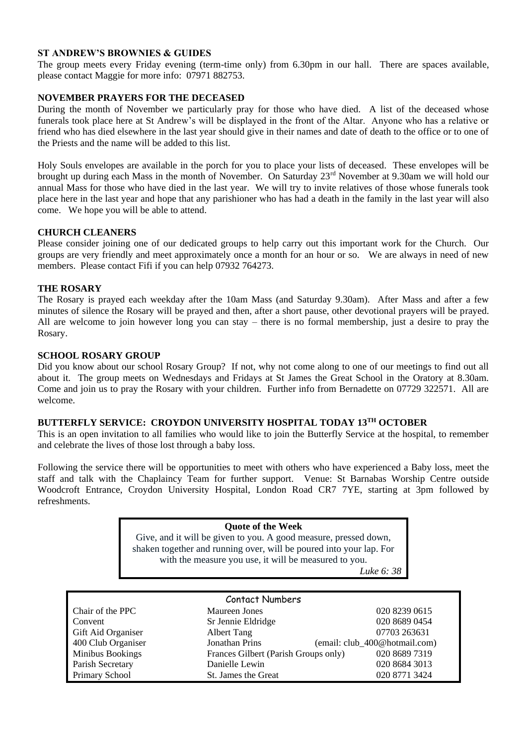**ST ANDREW'S BROWNIES & GUIDES**

The group meets every Friday evening (term-time only) from 6.30pm in our hall. There are spaces available, please contact Maggie for more info: 07971 882753.

**NOVEMBER PRAYERS FOR THE DECEASED**

During the month of November we particularly pray for those who have died. A list of the deceased whose funerals took place here at St Andrew's will be displayed in the front of the Altar. Anyone who has a relative or friend who has died elsewhere in the last year should give in their names and date of death to the office or to one of the Priests and the name will be added to this list.

Holy Souls envelopes are available in the porch for you to place your lists of deceased. These envelopes will be brought up during each Mass in the month of November. On Saturday 23rd November at 9.30am we will hold our annual Mass for those who have died in the last year. We will try to invite relatives of those whose funerals took place here in the last year and hope that any parishioner who has had a death in the family in the last year will also come. We hope you will be able to attend.

**CHURCH CLEANERS**

Please consider joining one of our dedicated groups to help carry out this important work for the Church. Our groups are very friendly and meet approximately once a month for an hour or so. We are always in need of new members. Please contact Fifi if you can help 07932 764273.

**THE ROSARY**

The Rosary is prayed each weekday after the 10am Mass (and Saturday 9.30am). After Mass and after a few minutes of silence the Rosary will be prayed and then, after a short pause, other devotional prayers will be prayed. All are welcome to join however long you can stay – there is no formal membership, just a desire to pray the Rosary.

**SCHOOL ROSARY GROUP**

Did you know about our school Rosary Group? If not, why not come along to one of our meetings to find out all about it. The group meets on Wednesdays and Fridays at St James the Great School in the Oratory at 8.30am. Come and join us to pray the Rosary with your children. Further info from Bernadette on 07729 322571. All are welcome.

**BUTTERFLY SERVICE: CROYDON UNIVERSITY HOSPITAL TODAY 13TH OCTOBER**

This is an open invitation to all families who would like to join the Butterfly Service at the hospital, to remember and celebrate the lives of those lost through a baby loss.

Following the service there will be opportunities to meet with others who have experienced a Baby loss, meet the staff and talk with the Chaplaincy Team for further support. Venue: St Barnabas Worship Centre outside Woodcroft Entrance, Croydon University Hospital, London Road CR7 7YE, starting at 3pm followed by refreshments.

**Quote of the Week**

Give, and it will be given to you. A good measure, pressed down, shaken together and running over, will be poured into your lap. For with the measure you use, it will be measured to you.

*Luke 6: 38*

Contact Numbers

| | | |
|---|---|---|
| Chair of the PPC | Maureen Jones | 020 8239 0615 |
| Convent | Sr Jennie Eldridge | 020 8689 0454 |
| Gift Aid Organiser | Albert Tang | 07703 263631 |
| 400 Club Organiser | Jonathan Prins | (email: club_400@hotmail.com) |
| Minibus Bookings | Frances Gilbert (Parish Groups only) | 020 8689 7319 |
| Parish Secretary | Danielle Lewin | 020 8684 3013 |
| Primary School | St. James the Great | 020 8771 3424 |